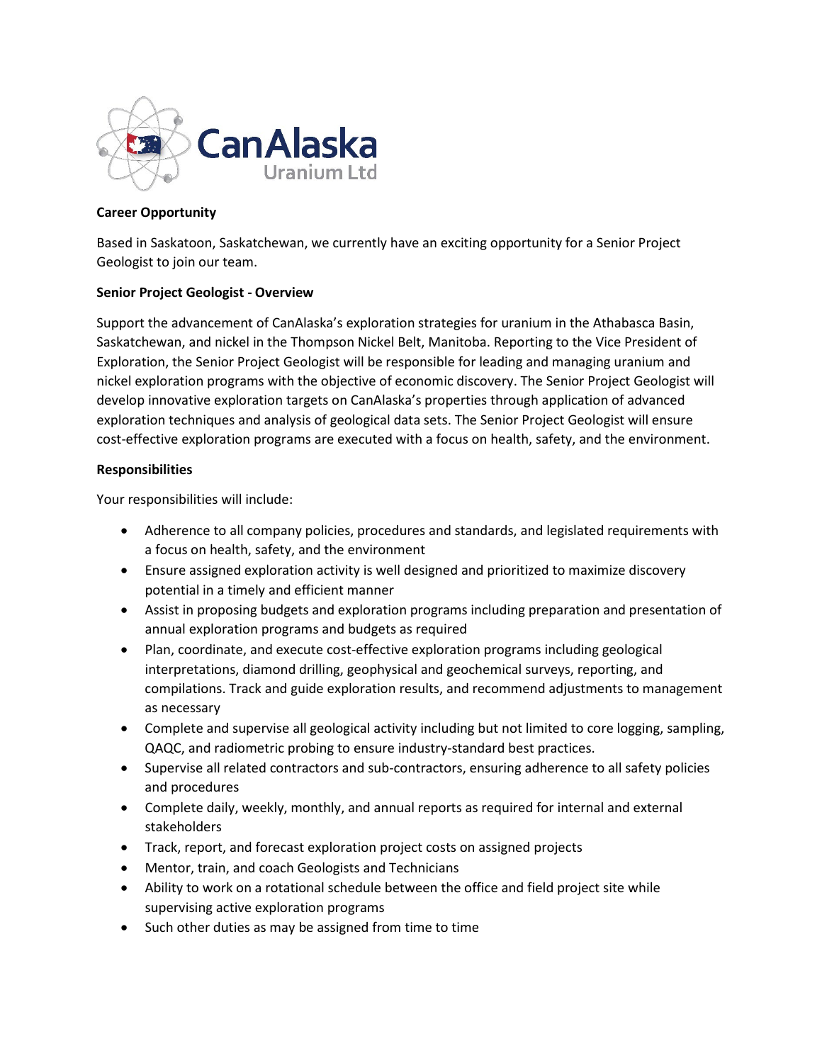CanAlaska Uranium Ltd

**Career Opportunity**

Based in Saskatoon, Saskatchewan, we currently have an exciting opportunity for a Senior Project Geologist to join our team.

**Senior Project Geologist - Overview**

Support the advancement of CanAlaska's exploration strategies for uranium in the Athabasca Basin, Saskatchewan, and nickel in the Thompson Nickel Belt, Manitoba. Reporting to the Vice President of Exploration, the Senior Project Geologist will be responsible for leading and managing uranium and nickel exploration programs with the objective of economic discovery. The Senior Project Geologist will develop innovative exploration targets on CanAlaska's properties through application of advanced exploration techniques and analysis of geological data sets. The Senior Project Geologist will ensure cost-effective exploration programs are executed with a focus on health, safety, and the environment.

**Responsibilities**

Your responsibilities will include:

- Adherence to all company policies, procedures and standards, and legislated requirements with a focus on health, safety, and the environment
- Ensure assigned exploration activity is well designed and prioritized to maximize discovery potential in a timely and efficient manner
- Assist in proposing budgets and exploration programs including preparation and presentation of annual exploration programs and budgets as required
- Plan, coordinate, and execute cost-effective exploration programs including geological interpretations, diamond drilling, geophysical and geochemical surveys, reporting, and compilations. Track and guide exploration results, and recommend adjustments to management as necessary
- Complete and supervise all geological activity including but not limited to core logging, sampling, QAQC, and radiometric probing to ensure industry-standard best practices.
- Supervise all related contractors and sub-contractors, ensuring adherence to all safety policies and procedures
- Complete daily, weekly, monthly, and annual reports as required for internal and external stakeholders
- Track, report, and forecast exploration project costs on assigned projects
- Mentor, train, and coach Geologists and Technicians
- Ability to work on a rotational schedule between the office and field project site while supervising active exploration programs
- Such other duties as may be assigned from time to time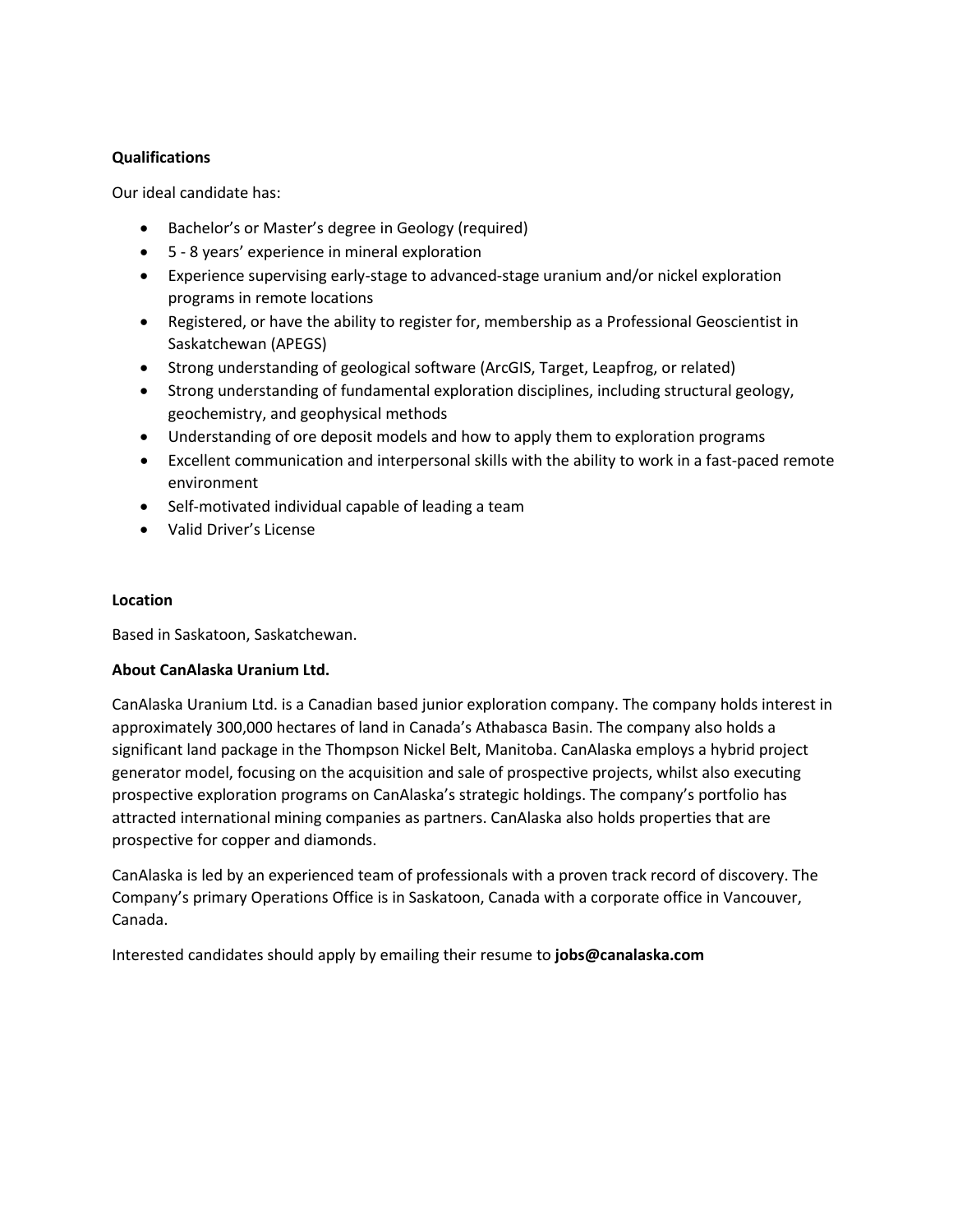**Qualifications**

Our ideal candidate has:

- Bachelor's or Master's degree in Geology (required)
- 5 - 8 years' experience in mineral exploration
- Experience supervising early-stage to advanced-stage uranium and/or nickel exploration programs in remote locations
- Registered, or have the ability to register for, membership as a Professional Geoscientist in Saskatchewan (APEGS)
- Strong understanding of geological software (ArcGIS, Target, Leapfrog, or related)
- Strong understanding of fundamental exploration disciplines, including structural geology, geochemistry, and geophysical methods
- Understanding of ore deposit models and how to apply them to exploration programs
- Excellent communication and interpersonal skills with the ability to work in a fast-paced remote environment
- Self-motivated individual capable of leading a team
- Valid Driver's License

**Location**

Based in Saskatoon, Saskatchewan.

**About CanAlaska Uranium Ltd.**

CanAlaska Uranium Ltd. is a Canadian based junior exploration company. The company holds interest in approximately 300,000 hectares of land in Canada's Athabasca Basin. The company also holds a significant land package in the Thompson Nickel Belt, Manitoba. CanAlaska employs a hybrid project generator model, focusing on the acquisition and sale of prospective projects, whilst also executing prospective exploration programs on CanAlaska's strategic holdings. The company's portfolio has attracted international mining companies as partners. CanAlaska also holds properties that are prospective for copper and diamonds.

CanAlaska is led by an experienced team of professionals with a proven track record of discovery. The Company's primary Operations Office is in Saskatoon, Canada with a corporate office in Vancouver, Canada.

Interested candidates should apply by emailing their resume to **jobs@canalaska.com**